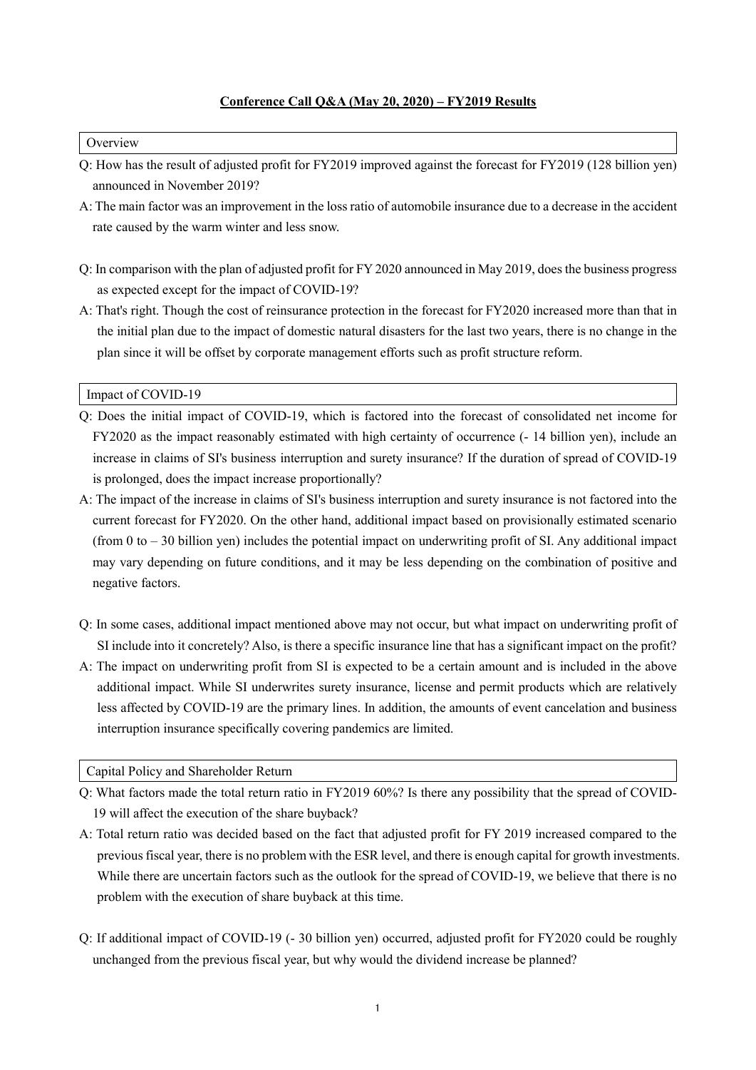# Conference Call Q&A (May 20, 2020) – FY2019 Results

## Overview

Q: How has the result of adjusted profit for FY2019 improved against the forecast for FY2019 (128 billion yen) announced in November 2019?

A: The main factor was an improvement in the loss ratio of automobile insurance due to a decrease in the accident rate caused by the warm winter and less snow.

Q: In comparison with the plan of adjusted profit for FY 2020 announced in May 2019, does the business progress as expected except for the impact of COVID-19?

A: That's right. Though the cost of reinsurance protection in the forecast for FY2020 increased more than that in the initial plan due to the impact of domestic natural disasters for the last two years, there is no change in the plan since it will be offset by corporate management efforts such as profit structure reform.

## Impact of COVID-19

Q: Does the initial impact of COVID-19, which is factored into the forecast of consolidated net income for FY2020 as the impact reasonably estimated with high certainty of occurrence (- 14 billion yen), include an increase in claims of SI's business interruption and surety insurance? If the duration of spread of COVID-19 is prolonged, does the impact increase proportionally?

A: The impact of the increase in claims of SI's business interruption and surety insurance is not factored into the current forecast for FY2020. On the other hand, additional impact based on provisionally estimated scenario (from 0 to – 30 billion yen) includes the potential impact on underwriting profit of SI. Any additional impact may vary depending on future conditions, and it may be less depending on the combination of positive and negative factors.

Q: In some cases, additional impact mentioned above may not occur, but what impact on underwriting profit of SI include into it concretely? Also, is there a specific insurance line that has a significant impact on the profit?

A: The impact on underwriting profit from SI is expected to be a certain amount and is included in the above additional impact. While SI underwrites surety insurance, license and permit products which are relatively less affected by COVID-19 are the primary lines. In addition, the amounts of event cancelation and business interruption insurance specifically covering pandemics are limited.

## Capital Policy and Shareholder Return

Q: What factors made the total return ratio in FY2019 60%? Is there any possibility that the spread of COVID-19 will affect the execution of the share buyback?

A: Total return ratio was decided based on the fact that adjusted profit for FY 2019 increased compared to the previous fiscal year, there is no problem with the ESR level, and there is enough capital for growth investments. While there are uncertain factors such as the outlook for the spread of COVID-19, we believe that there is no problem with the execution of share buyback at this time.

Q: If additional impact of COVID-19 (- 30 billion yen) occurred, adjusted profit for FY2020 could be roughly unchanged from the previous fiscal year, but why would the dividend increase be planned?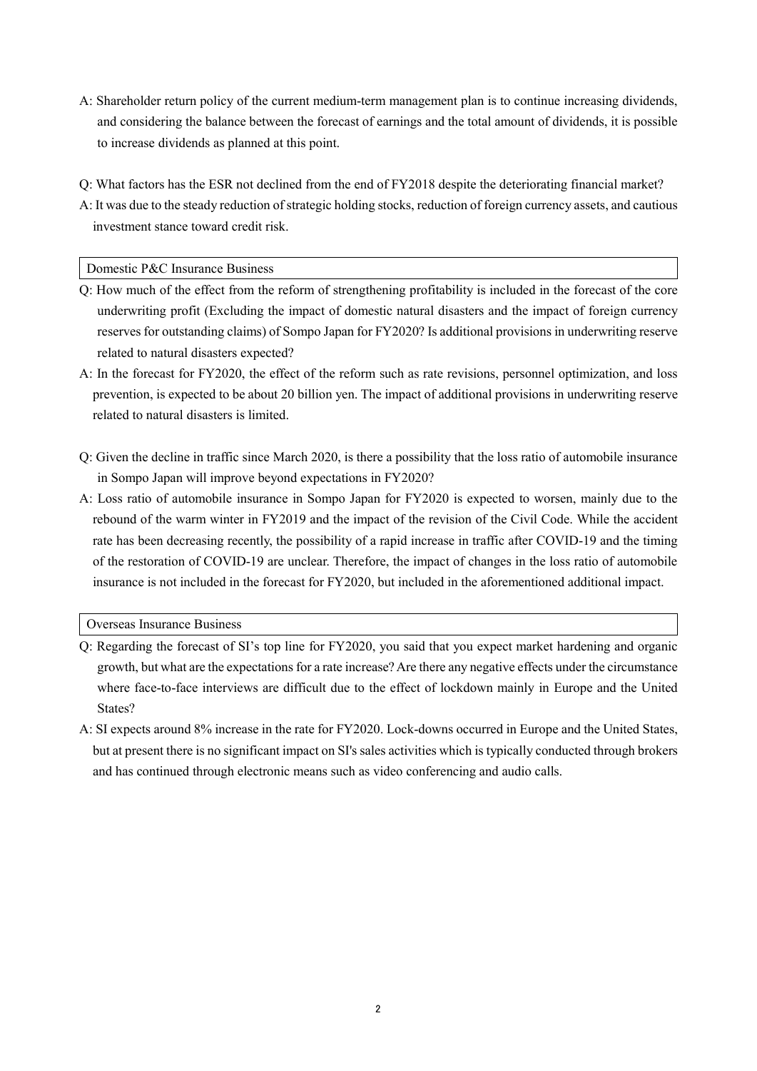A: Shareholder return policy of the current medium-term management plan is to continue increasing dividends, and considering the balance between the forecast of earnings and the total amount of dividends, it is possible to increase dividends as planned at this point.

Q: What factors has the ESR not declined from the end of FY2018 despite the deteriorating financial market?

A: It was due to the steady reduction of strategic holding stocks, reduction of foreign currency assets, and cautious investment stance toward credit risk.

## Domestic P&C Insurance Business

Q: How much of the effect from the reform of strengthening profitability is included in the forecast of the core underwriting profit (Excluding the impact of domestic natural disasters and the impact of foreign currency reserves for outstanding claims) of Sompo Japan for FY2020? Is additional provisions in underwriting reserve related to natural disasters expected?

A: In the forecast for FY2020, the effect of the reform such as rate revisions, personnel optimization, and loss prevention, is expected to be about 20 billion yen. The impact of additional provisions in underwriting reserve related to natural disasters is limited.

Q: Given the decline in traffic since March 2020, is there a possibility that the loss ratio of automobile insurance in Sompo Japan will improve beyond expectations in FY2020?

A: Loss ratio of automobile insurance in Sompo Japan for FY2020 is expected to worsen, mainly due to the rebound of the warm winter in FY2019 and the impact of the revision of the Civil Code. While the accident rate has been decreasing recently, the possibility of a rapid increase in traffic after COVID-19 and the timing of the restoration of COVID-19 are unclear. Therefore, the impact of changes in the loss ratio of automobile insurance is not included in the forecast for FY2020, but included in the aforementioned additional impact.

## Overseas Insurance Business

Q: Regarding the forecast of SI's top line for FY2020, you said that you expect market hardening and organic growth, but what are the expectations for a rate increase? Are there any negative effects under the circumstance where face-to-face interviews are difficult due to the effect of lockdown mainly in Europe and the United States?

A: SI expects around 8% increase in the rate for FY2020. Lock-downs occurred in Europe and the United States, but at present there is no significant impact on SI's sales activities which is typically conducted through brokers and has continued through electronic means such as video conferencing and audio calls.